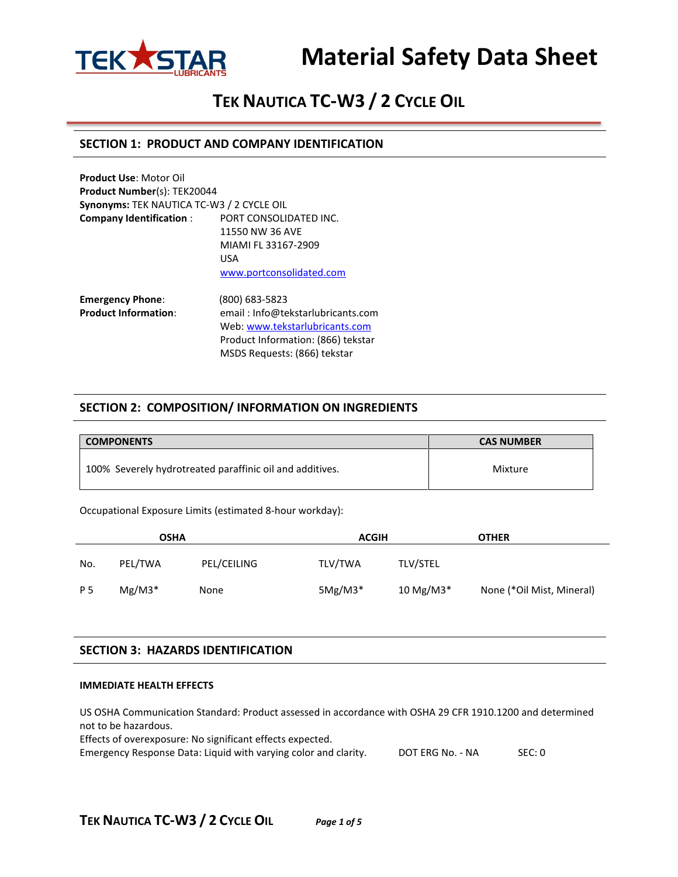# Material Safety Data Sheet

## TEK NAUTICA TC-W3 / 2 CYCLE OIL

## SECTION 1: PRODUCT AND COMPANY IDENTIFICATION

**Product Use**: Motor Oil
**Product Number**(s): TEK20044
**Synonyms:** TEK NAUTICA TC-W3 / 2 CYCLE OIL
**Company Identification** : PORT CONSOLIDATED INC.
11550 NW 36 AVE
MIAMI FL 33167-2909
USA
www.portconsolidated.com

**Emergency Phone**: (800) 683-5823
**Product Information**: email : Info@tekstarlubricants.com
Web: www.tekstarlubricants.com
Product Information: (866) tekstar
MSDS Requests: (866) tekstar

## SECTION 2: COMPOSITION/ INFORMATION ON INGREDIENTS

| COMPONENTS | CAS NUMBER |
|---|---|
| 100% Severely hydrotreated paraffinic oil and additives. | Mixture |

Occupational Exposure Limits (estimated 8-hour workday):

| OSHA | | | ACGIH | | OTHER |
|---|---|---|---|---|---|
| No. | PEL/TWA | PEL/CEILING | TLV/TWA | TLV/STEL | |
| P 5 | Mg/M3* | None | 5Mg/M3* | 10 Mg/M3* | None (*Oil Mist, Mineral) |

## SECTION 3: HAZARDS IDENTIFICATION

### IMMEDIATE HEALTH EFFECTS

US OSHA Communication Standard: Product assessed in accordance with OSHA 29 CFR 1910.1200 and determined not to be hazardous.
Effects of overexposure: No significant effects expected.
Emergency Response Data: Liquid with varying color and clarity. DOT ERG No. - NA SEC: 0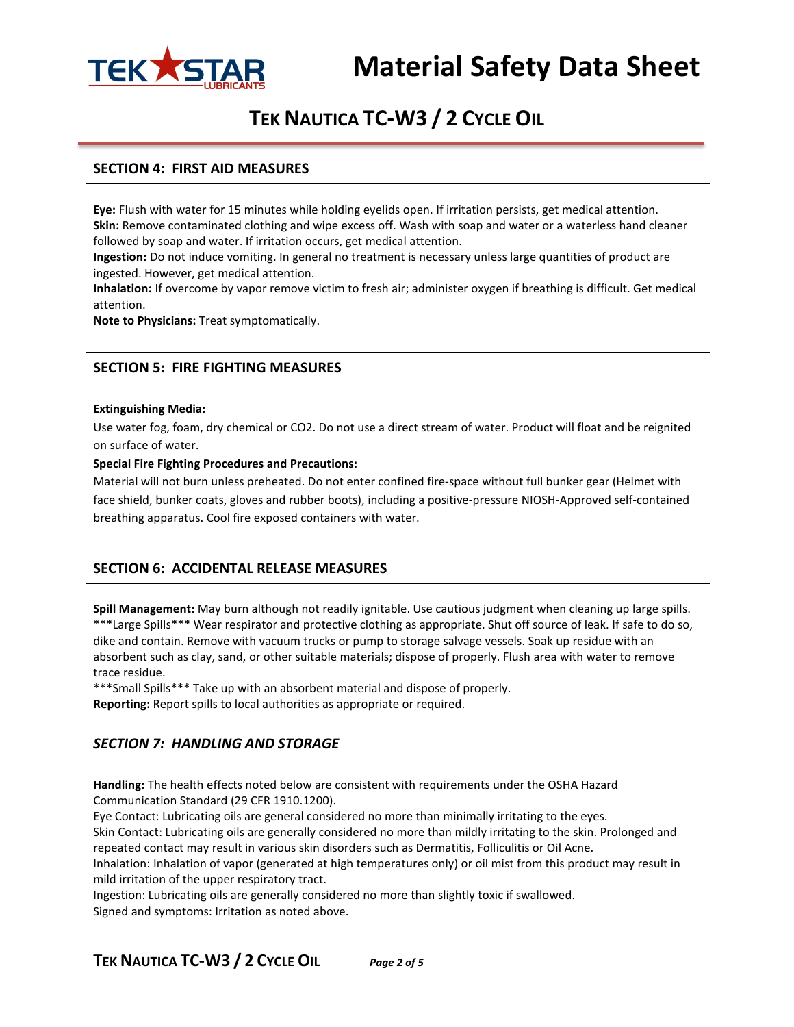## SECTION 4: FIRST AID MEASURES

**Eye:** Flush with water for 15 minutes while holding eyelids open. If irritation persists, get medical attention.
**Skin:** Remove contaminated clothing and wipe excess off. Wash with soap and water or a waterless hand cleaner followed by soap and water. If irritation occurs, get medical attention.
**Ingestion:** Do not induce vomiting. In general no treatment is necessary unless large quantities of product are ingested. However, get medical attention.
**Inhalation:** If overcome by vapor remove victim to fresh air; administer oxygen if breathing is difficult. Get medical attention.
**Note to Physicians:** Treat symptomatically.

## SECTION 5: FIRE FIGHTING MEASURES

**Extinguishing Media:**

Use water fog, foam, dry chemical or $CO_2$. Do not use a direct stream of water. Product will float and be reignited on surface of water.

**Special Fire Fighting Procedures and Precautions:**

Material will not burn unless preheated. Do not enter confined fire-space without full bunker gear (Helmet with face shield, bunker coats, gloves and rubber boots), including a positive-pressure NIOSH-Approved self-contained breathing apparatus. Cool fire exposed containers with water.

## SECTION 6: ACCIDENTAL RELEASE MEASURES

**Spill Management:** May burn although not readily ignitable. Use cautious judgment when cleaning up large spills.
***Large Spills*** Wear respirator and protective clothing as appropriate. Shut off source of leak. If safe to do so, dike and contain. Remove with vacuum trucks or pump to storage salvage vessels. Soak up residue with an absorbent such as clay, sand, or other suitable materials; dispose of properly. Flush area with water to remove trace residue.
***Small Spills*** Take up with an absorbent material and dispose of properly.
**Reporting:** Report spills to local authorities as appropriate or required.

## *SECTION 7: HANDLING AND STORAGE*

**Handling:** The health effects noted below are consistent with requirements under the OSHA Hazard Communication Standard (29 CFR 1910.1200).
Eye Contact: Lubricating oils are general considered no more than minimally irritating to the eyes.
Skin Contact: Lubricating oils are generally considered no more than mildly irritating to the skin. Prolonged and repeated contact may result in various skin disorders such as Dermatitis, Folliculitis or Oil Acne.
Inhalation: Inhalation of vapor (generated at high temperatures only) or oil mist from this product may result in mild irritation of the upper respiratory tract.
Ingestion: Lubricating oils are generally considered no more than slightly toxic if swallowed.
Signed and symptoms: Irritation as noted above.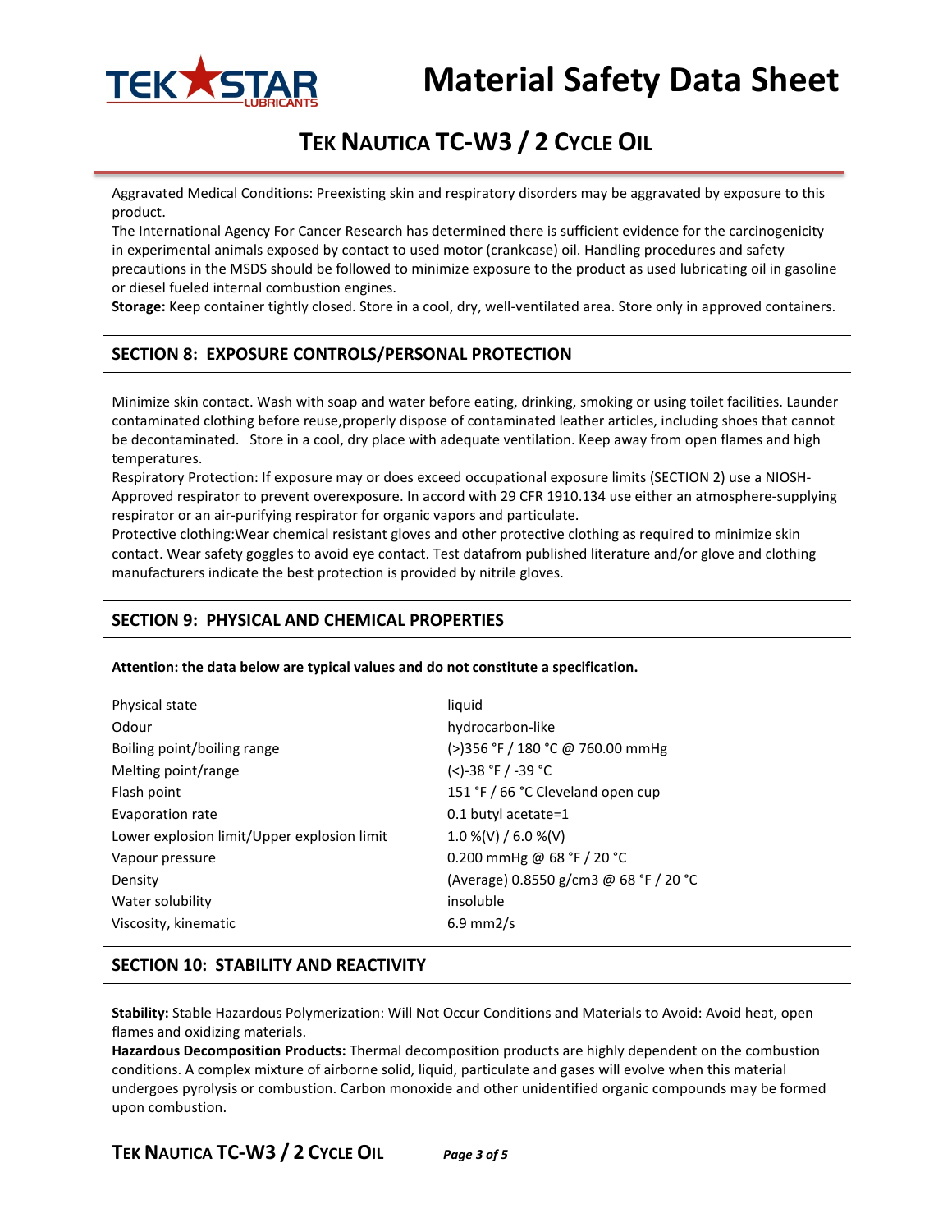Aggravated Medical Conditions: Preexisting skin and respiratory disorders may be aggravated by exposure to this product.
The International Agency For Cancer Research has determined there is sufficient evidence for the carcinogenicity in experimental animals exposed by contact to used motor (crankcase) oil. Handling procedures and safety precautions in the MSDS should be followed to minimize exposure to the product as used lubricating oil in gasoline or diesel fueled internal combustion engines.
**Storage:** Keep container tightly closed. Store in a cool, dry, well-ventilated area. Store only in approved containers.

## SECTION 8: EXPOSURE CONTROLS/PERSONAL PROTECTION

Minimize skin contact. Wash with soap and water before eating, drinking, smoking or using toilet facilities. Launder contaminated clothing before reuse,properly dispose of contaminated leather articles, including shoes that cannot be decontaminated. Store in a cool, dry place with adequate ventilation. Keep away from open flames and high temperatures.
Respiratory Protection: If exposure may or does exceed occupational exposure limits (SECTION 2) use a NIOSH-Approved respirator to prevent overexposure. In accord with 29 CFR 1910.134 use either an atmosphere-supplying respirator or an air-purifying respirator for organic vapors and particulate.
Protective clothing:Wear chemical resistant gloves and other protective clothing as required to minimize skin contact. Wear safety goggles to avoid eye contact. Test datafrom published literature and/or glove and clothing manufacturers indicate the best protection is provided by nitrile gloves.

## SECTION 9: PHYSICAL AND CHEMICAL PROPERTIES

**Attention: the data below are typical values and do not constitute a specification.**

| Property | Value |
|---|---|
| Physical state | liquid |
| Odour | hydrocarbon-like |
| Boiling point/boiling range | (>)356 °F / 180 °C @ 760.00 mmHg |
| Melting point/range | (<)-38 °F / -39 °C |
| Flash point | 151 °F / 66 °C Cleveland open cup |
| Evaporation rate | 0.1 butyl acetate=1 |
| Lower explosion limit/Upper explosion limit | 1.0 %(V) / 6.0 %(V) |
| Vapour pressure | 0.200 mmHg @ 68 °F / 20 °C |
| Density | (Average) 0.8550 g/cm3 @ 68 °F / 20 °C |
| Water solubility | insoluble |
| Viscosity, kinematic | 6.9 mm2/s |

## SECTION 10: STABILITY AND REACTIVITY

**Stability:** Stable Hazardous Polymerization: Will Not Occur Conditions and Materials to Avoid: Avoid heat, open flames and oxidizing materials.
**Hazardous Decomposition Products:** Thermal decomposition products are highly dependent on the combustion conditions. A complex mixture of airborne solid, liquid, particulate and gases will evolve when this material undergoes pyrolysis or combustion. Carbon monoxide and other unidentified organic compounds may be formed upon combustion.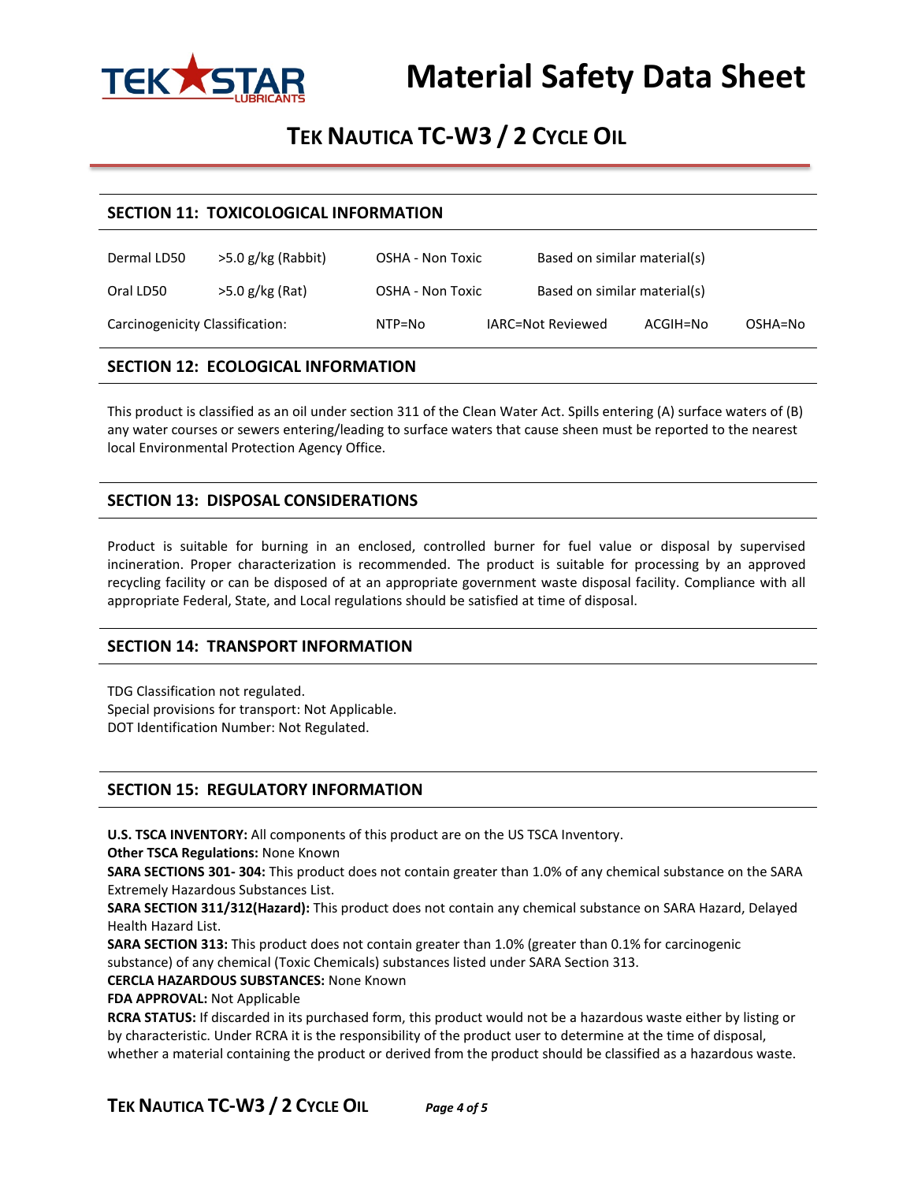# Material Safety Data Sheet

## TEK NAUTICA TC-W3 / 2 CYCLE OIL

## SECTION 11: TOXICOLOGICAL INFORMATION

| | | | | | |
|---|---|---|---|---|---|
| Dermal LD50 | >5.0 g/kg (Rabbit) | OSHA - Non Toxic | Based on similar material(s) | | |
| Oral LD50 | >5.0 g/kg (Rat) | OSHA - Non Toxic | Based on similar material(s) | | |
| Carcinogenicity Classification: | | NTP=No | IARC=Not Reviewed | ACGIH=No | OSHA=No |

## SECTION 12: ECOLOGICAL INFORMATION

This product is classified as an oil under section 311 of the Clean Water Act. Spills entering (A) surface waters of (B) any water courses or sewers entering/leading to surface waters that cause sheen must be reported to the nearest local Environmental Protection Agency Office.

## SECTION 13: DISPOSAL CONSIDERATIONS

Product is suitable for burning in an enclosed, controlled burner for fuel value or disposal by supervised incineration. Proper characterization is recommended. The product is suitable for processing by an approved recycling facility or can be disposed of at an appropriate government waste disposal facility. Compliance with all appropriate Federal, State, and Local regulations should be satisfied at time of disposal.

## SECTION 14: TRANSPORT INFORMATION

TDG Classification not regulated.
Special provisions for transport: Not Applicable.
DOT Identification Number: Not Regulated.

## SECTION 15: REGULATORY INFORMATION

**U.S. TSCA INVENTORY:** All components of this product are on the US TSCA Inventory.
**Other TSCA Regulations:** None Known
**SARA SECTIONS 301- 304:** This product does not contain greater than 1.0% of any chemical substance on the SARA Extremely Hazardous Substances List.
**SARA SECTION 311/312(Hazard):** This product does not contain any chemical substance on SARA Hazard, Delayed Health Hazard List.
**SARA SECTION 313:** This product does not contain greater than 1.0% (greater than 0.1% for carcinogenic substance) of any chemical (Toxic Chemicals) substances listed under SARA Section 313.
**CERCLA HAZARDOUS SUBSTANCES:** None Known
**FDA APPROVAL:** Not Applicable
**RCRA STATUS:** If discarded in its purchased form, this product would not be a hazardous waste either by listing or by characteristic. Under RCRA it is the responsibility of the product user to determine at the time of disposal, whether a material containing the product or derived from the product should be classified as a hazardous waste.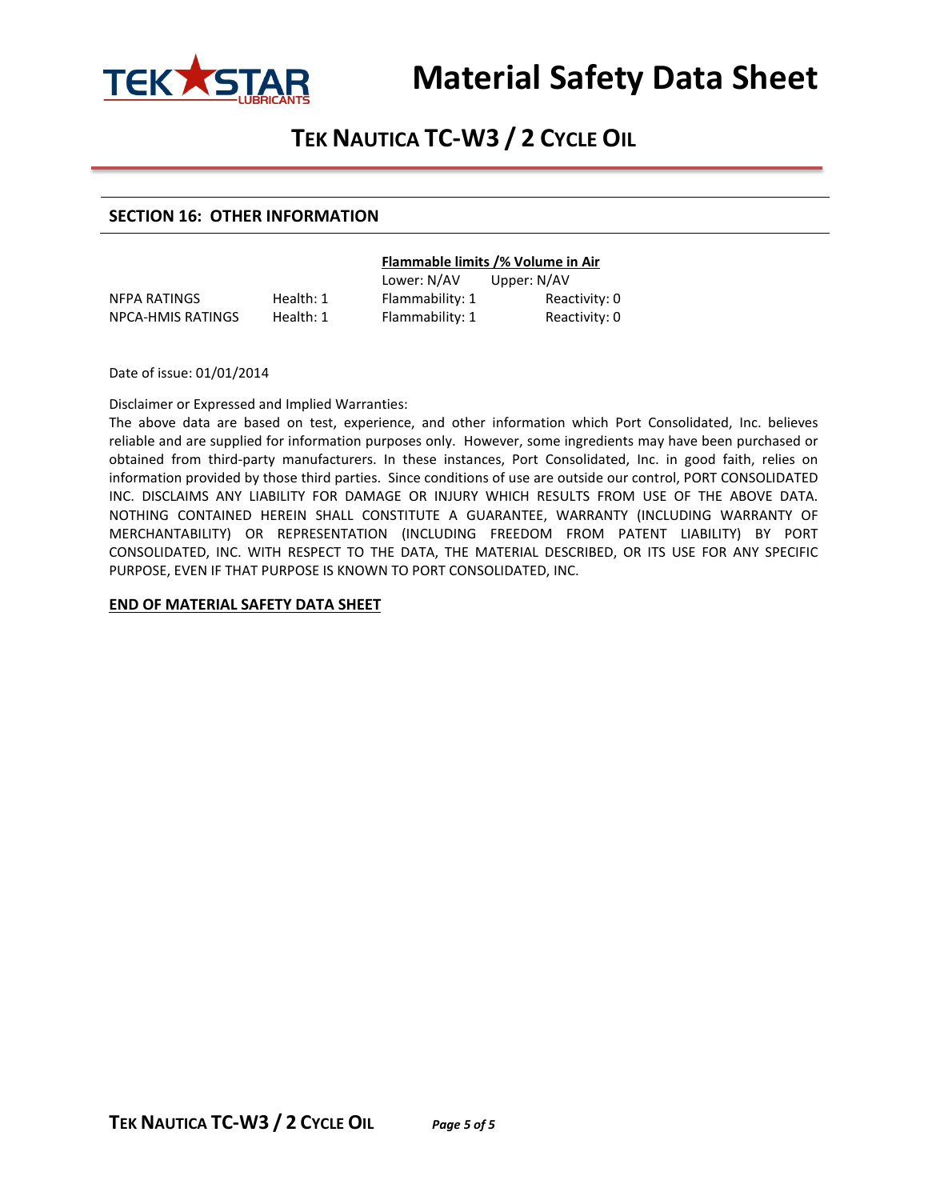## SECTION 16: OTHER INFORMATION

| | | | |
|---|---|---|---|
| | | **Flammable limits /% Volume in Air** | |
| | | Lower: N/AV     Upper: N/AV | |
| NFPA RATINGS | Health: 1 | Flammability: 1 | Reactivity: 0 |
| NPCA-HMIS RATINGS | Health: 1 | Flammability: 1 | Reactivity: 0 |

Date of issue: 01/01/2014

Disclaimer or Expressed and Implied Warranties:
The above data are based on test, experience, and other information which Port Consolidated, Inc. believes reliable and are supplied for information purposes only. However, some ingredients may have been purchased or obtained from third-party manufacturers. In these instances, Port Consolidated, Inc. in good faith, relies on information provided by those third parties. Since conditions of use are outside our control, PORT CONSOLIDATED INC. DISCLAIMS ANY LIABILITY FOR DAMAGE OR INJURY WHICH RESULTS FROM USE OF THE ABOVE DATA. NOTHING CONTAINED HEREIN SHALL CONSTITUTE A GUARANTEE, WARRANTY (INCLUDING WARRANTY OF MERCHANTABILITY) OR REPRESENTATION (INCLUDING FREEDOM FROM PATENT LIABILITY) BY PORT CONSOLIDATED, INC. WITH RESPECT TO THE DATA, THE MATERIAL DESCRIBED, OR ITS USE FOR ANY SPECIFIC PURPOSE, EVEN IF THAT PURPOSE IS KNOWN TO PORT CONSOLIDATED, INC.

**END OF MATERIAL SAFETY DATA SHEET**